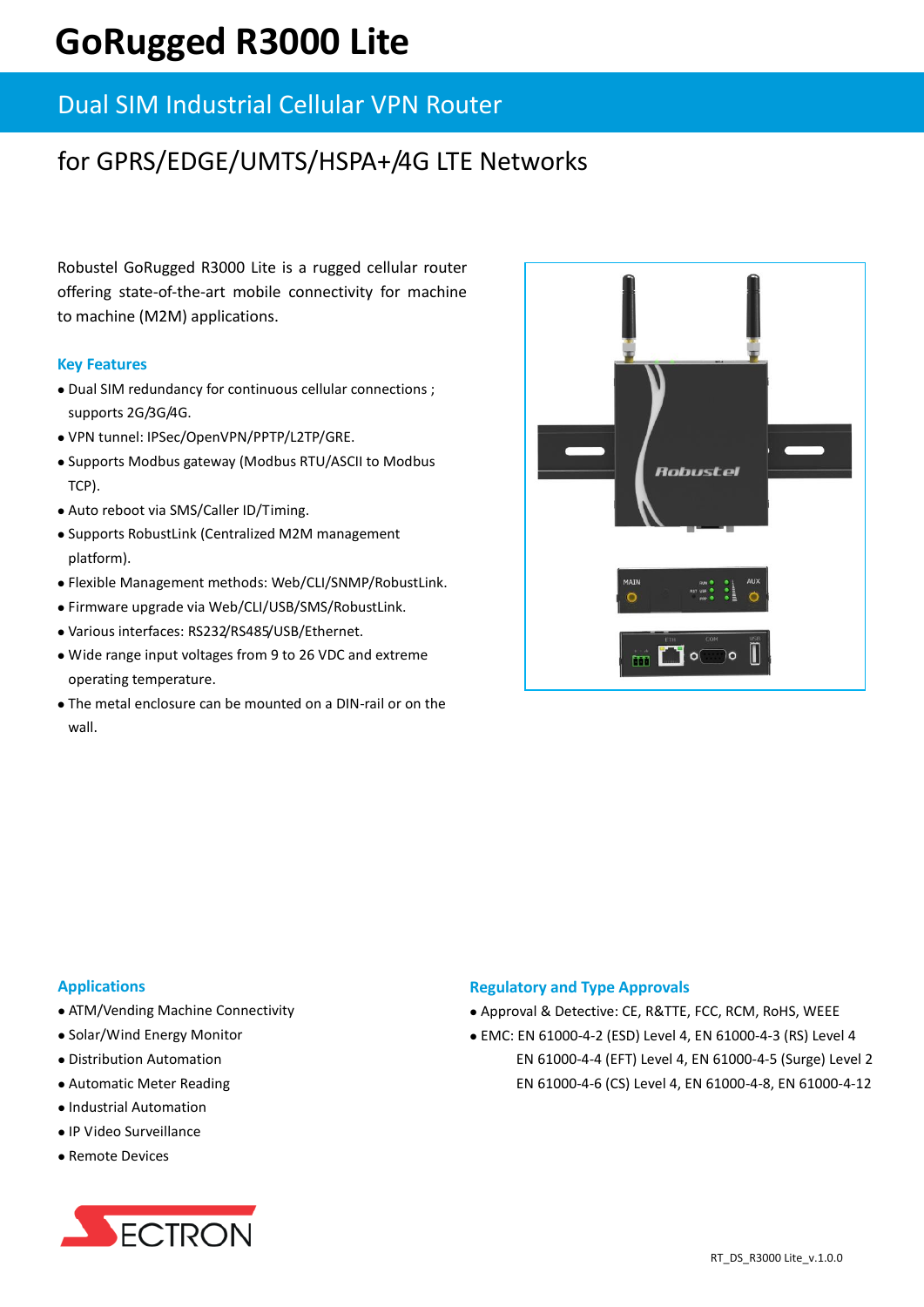# GoRugged R3000 Lite

## Dual SIM Industrial Cellular VPN Router

## for GPRS/EDGE/UMTS/HSPA+/4G LTE Networks

Robustel GoRugged R3000 Lite is a rugged cellular router offering state-of-the-art mobile connectivity for machine to machine (M2M) applications.

### Key Features

- Dual SIM redundancy for continuous cellular connections ; supports 2G/3G/4G.
- VPN tunnel: IPSec/OpenVPN/PPTP/L2TP/GRE.
- Supports Modbus gateway (Modbus RTU/ASCII to Modbus TCP).
- Auto reboot via SMS/Caller ID/Timing.
- Supports RobustLink (Centralized M2M management platform).
- Flexible Management methods: Web/CLI/SNMP/RobustLink.
- Firmware upgrade via Web/CLI/USB/SMS/RobustLink.
- Various interfaces: RS232/RS485/USB/Ethernet.
- Wide range input voltages from 9 to 26 VDC and extreme operating temperature.
- The metal enclosure can be mounted on a DIN-rail or on the wall.

### Applications

- ATM/Vending Machine Connectivity
- Solar/Wind Energy Monitor
- Distribution Automation
- Automatic Meter Reading
- Industrial Automation
- IP Video Surveillance
- Remote Devices

### Regulatory and Type Approvals

- Approval & Detective: CE, R&TTE, FCC, RCM, RoHS, WEEE
- EMC: EN 61000-4-2 (ESD) Level 4, EN 61000-4-3 (RS) Level 4
  EN 61000-4-4 (EFT) Level 4, EN 61000-4-5 (Surge) Level 2
  EN 61000-4-6 (CS) Level 4, EN 61000-4-8, EN 61000-4-12

SECTRON

RT_DS_R3000 Lite_v.1.0.0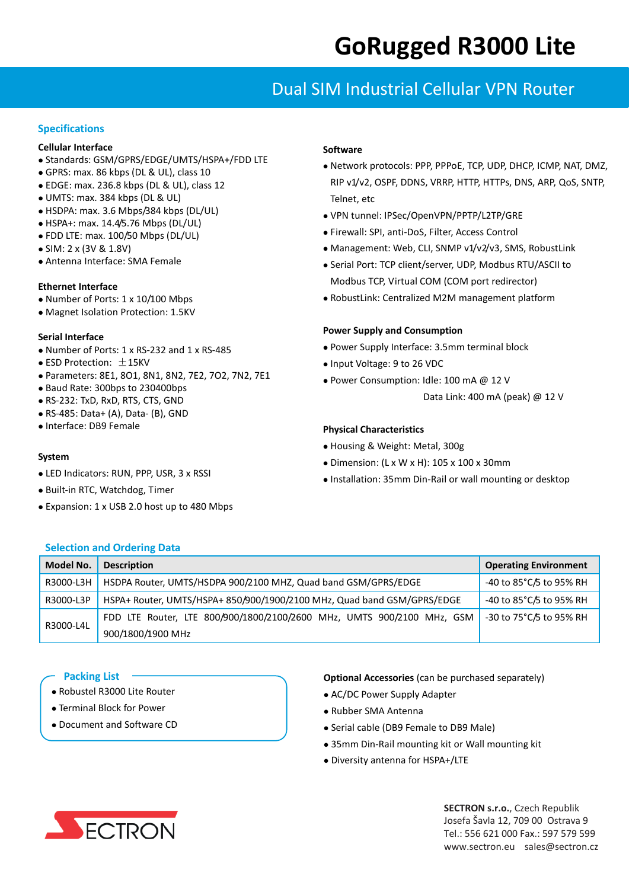# GoRugged R3000 Lite

## Dual SIM Industrial Cellular VPN Router

### Specifications

**Cellular Interface**

- Standards: GSM/GPRS/EDGE/UMTS/HSPA+/FDD LTE
- GPRS: max. 86 kbps (DL & UL), class 10
- EDGE: max. 236.8 kbps (DL & UL), class 12
- UMTS: max. 384 kbps (DL & UL)
- HSDPA: max. 3.6 Mbps/384 kbps (DL/UL)
- HSPA+: max. 14.4/5.76 Mbps (DL/UL)
- FDD LTE: max. 100/50 Mbps (DL/UL)
- SIM: 2 x (3V & 1.8V)
- Antenna Interface: SMA Female

**Ethernet Interface**

- Number of Ports: 1 x 10/100 Mbps
- Magnet Isolation Protection: 1.5KV

**Serial Interface**

- Number of Ports: 1 x RS-232 and 1 x RS-485
- ESD Protection: ±15KV
- Parameters: 8E1, 8O1, 8N1, 8N2, 7E2, 7O2, 7N2, 7E1
- Baud Rate: 300bps to 230400bps
- RS-232: TxD, RxD, RTS, CTS, GND
- RS-485: Data+ (A), Data- (B), GND
- Interface: DB9 Female

**System**

- LED Indicators: RUN, PPP, USR, 3 x RSSI
- Built-in RTC, Watchdog, Timer
- Expansion: 1 x USB 2.0 host up to 480 Mbps

**Software**

- Network protocols: PPP, PPPoE, TCP, UDP, DHCP, ICMP, NAT, DMZ, RIP v1/v2, OSPF, DDNS, VRRP, HTTP, HTTPs, DNS, ARP, QoS, SNTP, Telnet, etc
- VPN tunnel: IPSec/OpenVPN/PPTP/L2TP/GRE
- Firewall: SPI, anti-DoS, Filter, Access Control
- Management: Web, CLI, SNMP v1/v2/v3, SMS, RobustLink
- Serial Port: TCP client/server, UDP, Modbus RTU/ASCII to Modbus TCP, Virtual COM (COM port redirector)
- RobustLink: Centralized M2M management platform

**Power Supply and Consumption**

- Power Supply Interface: 3.5mm terminal block
- Input Voltage: 9 to 26 VDC
- Power Consumption: Idle: 100 mA @ 12 V
  Data Link: 400 mA (peak) @ 12 V

**Physical Characteristics**

- Housing & Weight: Metal, 300g
- Dimension: (L x W x H): 105 x 100 x 30mm
- Installation: 35mm Din-Rail or wall mounting or desktop

### Selection and Ordering Data

| Model No. | Description | Operating Environment |
|---|---|---|
| R3000-L3H | HSDPA Router, UMTS/HSDPA 900/2100 MHZ, Quad band GSM/GPRS/EDGE | -40 to 85°C/5 to 95% RH |
| R3000-L3P | HSPA+ Router, UMTS/HSPA+ 850/900/1900/2100 MHz, Quad band GSM/GPRS/EDGE | -40 to 85°C/5 to 95% RH |
| R3000-L4L | FDD LTE Router, LTE 800/900/1800/2100/2600 MHz, UMTS 900/2100 MHz, GSM 900/1800/1900 MHz | -30 to 75°C/5 to 95% RH |

### Packing List

- Robustel R3000 Lite Router
- Terminal Block for Power
- Document and Software CD

**Optional Accessories** (can be purchased separately)

- AC/DC Power Supply Adapter
- Rubber SMA Antenna
- Serial cable (DB9 Female to DB9 Male)
- 35mm Din-Rail mounting kit or Wall mounting kit
- Diversity antenna for HSPA+/LTE

SECTRON

**SECTRON s.r.o.**, Czech Republik
Josefa Šavla 12, 709 00 Ostrava 9
Tel.: 556 621 000 Fax.: 597 579 599
www.sectron.eu sales@sectron.cz